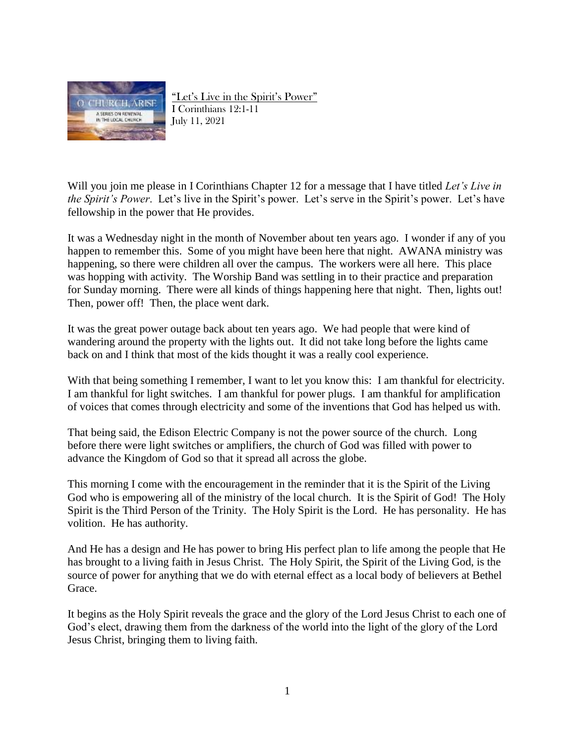"Let's Live in the Spirit's Power"
I Corinthians 12:1-11
July 11, 2021

Will you join me please in I Corinthians Chapter 12 for a message that I have titled *Let's Live in the Spirit's Power*. Let's live in the Spirit's power. Let's serve in the Spirit's power. Let's have fellowship in the power that He provides.

It was a Wednesday night in the month of November about ten years ago. I wonder if any of you happen to remember this. Some of you might have been here that night. AWANA ministry was happening, so there were children all over the campus. The workers were all here. This place was hopping with activity. The Worship Band was settling in to their practice and preparation for Sunday morning. There were all kinds of things happening here that night. Then, lights out! Then, power off! Then, the place went dark.

It was the great power outage back about ten years ago. We had people that were kind of wandering around the property with the lights out. It did not take long before the lights came back on and I think that most of the kids thought it was a really cool experience.

With that being something I remember, I want to let you know this: I am thankful for electricity. I am thankful for light switches. I am thankful for power plugs. I am thankful for amplification of voices that comes through electricity and some of the inventions that God has helped us with.

That being said, the Edison Electric Company is not the power source of the church. Long before there were light switches or amplifiers, the church of God was filled with power to advance the Kingdom of God so that it spread all across the globe.

This morning I come with the encouragement in the reminder that it is the Spirit of the Living God who is empowering all of the ministry of the local church. It is the Spirit of God! The Holy Spirit is the Third Person of the Trinity. The Holy Spirit is the Lord. He has personality. He has volition. He has authority.

And He has a design and He has power to bring His perfect plan to life among the people that He has brought to a living faith in Jesus Christ. The Holy Spirit, the Spirit of the Living God, is the source of power for anything that we do with eternal effect as a local body of believers at Bethel Grace.

It begins as the Holy Spirit reveals the grace and the glory of the Lord Jesus Christ to each one of God's elect, drawing them from the darkness of the world into the light of the glory of the Lord Jesus Christ, bringing them to living faith.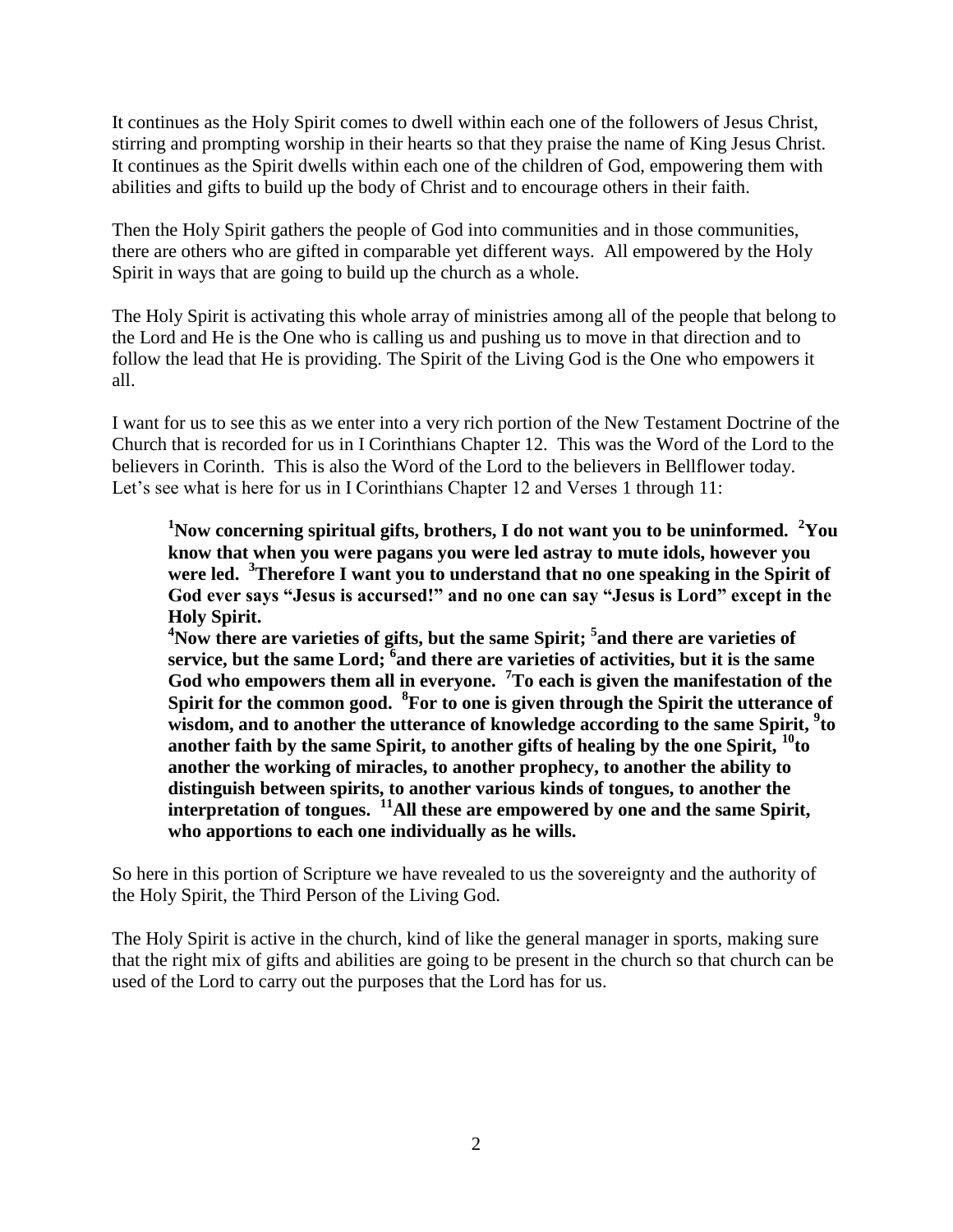It continues as the Holy Spirit comes to dwell within each one of the followers of Jesus Christ, stirring and prompting worship in their hearts so that they praise the name of King Jesus Christ. It continues as the Spirit dwells within each one of the children of God, empowering them with abilities and gifts to build up the body of Christ and to encourage others in their faith.

Then the Holy Spirit gathers the people of God into communities and in those communities, there are others who are gifted in comparable yet different ways. All empowered by the Holy Spirit in ways that are going to build up the church as a whole.

The Holy Spirit is activating this whole array of ministries among all of the people that belong to the Lord and He is the One who is calling us and pushing us to move in that direction and to follow the lead that He is providing. The Spirit of the Living God is the One who empowers it all.

I want for us to see this as we enter into a very rich portion of the New Testament Doctrine of the Church that is recorded for us in I Corinthians Chapter 12. This was the Word of the Lord to the believers in Corinth. This is also the Word of the Lord to the believers in Bellflower today. Let's see what is here for us in I Corinthians Chapter 12 and Verses 1 through 11:

> **[1]Now concerning spiritual gifts, brothers, I do not want you to be uninformed. [2]You know that when you were pagans you were led astray to mute idols, however you were led. [3]Therefore I want you to understand that no one speaking in the Spirit of God ever says "Jesus is accursed!" and no one can say "Jesus is Lord" except in the Holy Spirit.**
> **[4]Now there are varieties of gifts, but the same Spirit; [5]and there are varieties of service, but the same Lord; [6]and there are varieties of activities, but it is the same God who empowers them all in everyone. [7]To each is given the manifestation of the Spirit for the common good. [8]For to one is given through the Spirit the utterance of wisdom, and to another the utterance of knowledge according to the same Spirit, [9]to another faith by the same Spirit, to another gifts of healing by the one Spirit, [10]to another the working of miracles, to another prophecy, to another the ability to distinguish between spirits, to another various kinds of tongues, to another the interpretation of tongues. [11]All these are empowered by one and the same Spirit, who apportions to each one individually as he wills.**

So here in this portion of Scripture we have revealed to us the sovereignty and the authority of the Holy Spirit, the Third Person of the Living God.

The Holy Spirit is active in the church, kind of like the general manager in sports, making sure that the right mix of gifts and abilities are going to be present in the church so that church can be used of the Lord to carry out the purposes that the Lord has for us.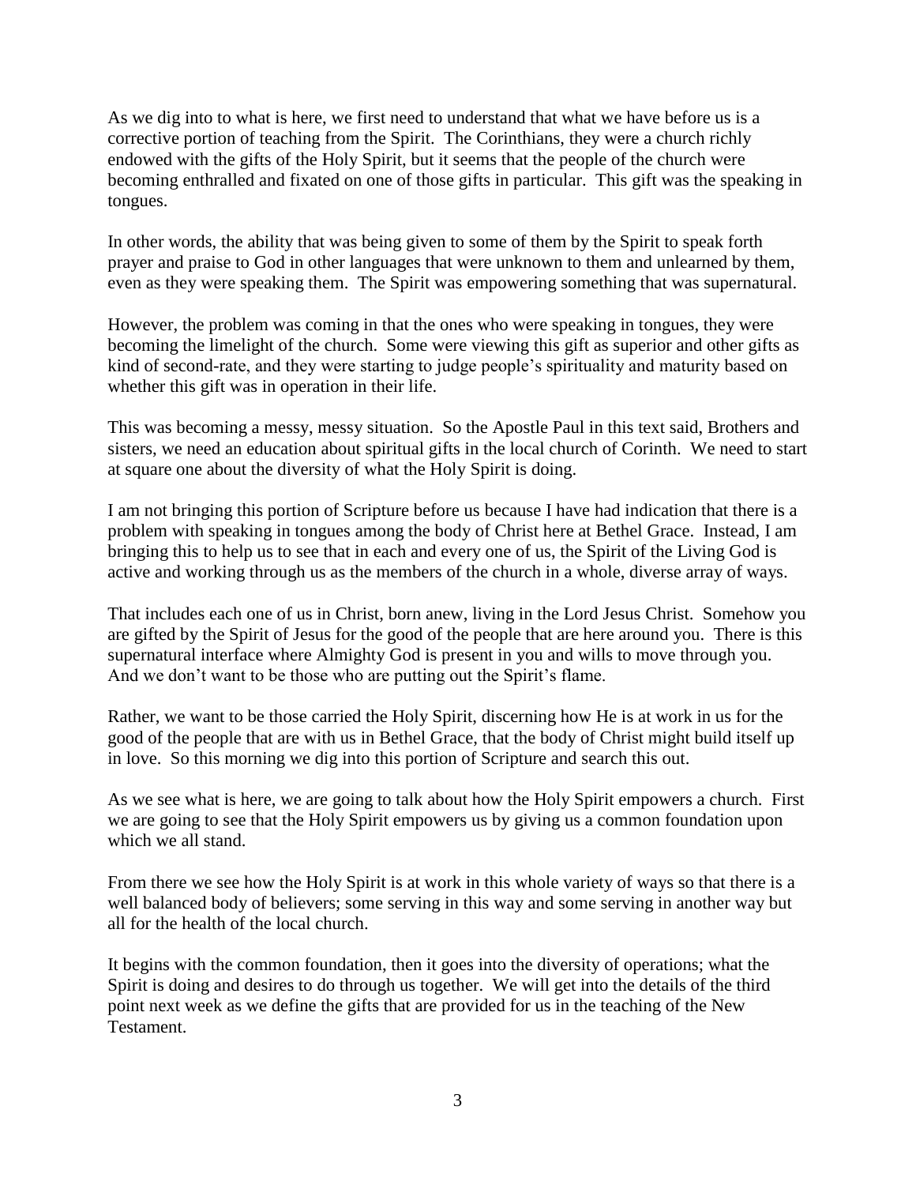As we dig into to what is here, we first need to understand that what we have before us is a corrective portion of teaching from the Spirit. The Corinthians, they were a church richly endowed with the gifts of the Holy Spirit, but it seems that the people of the church were becoming enthralled and fixated on one of those gifts in particular. This gift was the speaking in tongues.

In other words, the ability that was being given to some of them by the Spirit to speak forth prayer and praise to God in other languages that were unknown to them and unlearned by them, even as they were speaking them. The Spirit was empowering something that was supernatural.

However, the problem was coming in that the ones who were speaking in tongues, they were becoming the limelight of the church. Some were viewing this gift as superior and other gifts as kind of second-rate, and they were starting to judge people's spirituality and maturity based on whether this gift was in operation in their life.

This was becoming a messy, messy situation. So the Apostle Paul in this text said, Brothers and sisters, we need an education about spiritual gifts in the local church of Corinth. We need to start at square one about the diversity of what the Holy Spirit is doing.

I am not bringing this portion of Scripture before us because I have had indication that there is a problem with speaking in tongues among the body of Christ here at Bethel Grace. Instead, I am bringing this to help us to see that in each and every one of us, the Spirit of the Living God is active and working through us as the members of the church in a whole, diverse array of ways.

That includes each one of us in Christ, born anew, living in the Lord Jesus Christ. Somehow you are gifted by the Spirit of Jesus for the good of the people that are here around you. There is this supernatural interface where Almighty God is present in you and wills to move through you. And we don't want to be those who are putting out the Spirit's flame.

Rather, we want to be those carried the Holy Spirit, discerning how He is at work in us for the good of the people that are with us in Bethel Grace, that the body of Christ might build itself up in love. So this morning we dig into this portion of Scripture and search this out.

As we see what is here, we are going to talk about how the Holy Spirit empowers a church. First we are going to see that the Holy Spirit empowers us by giving us a common foundation upon which we all stand.

From there we see how the Holy Spirit is at work in this whole variety of ways so that there is a well balanced body of believers; some serving in this way and some serving in another way but all for the health of the local church.

It begins with the common foundation, then it goes into the diversity of operations; what the Spirit is doing and desires to do through us together. We will get into the details of the third point next week as we define the gifts that are provided for us in the teaching of the New Testament.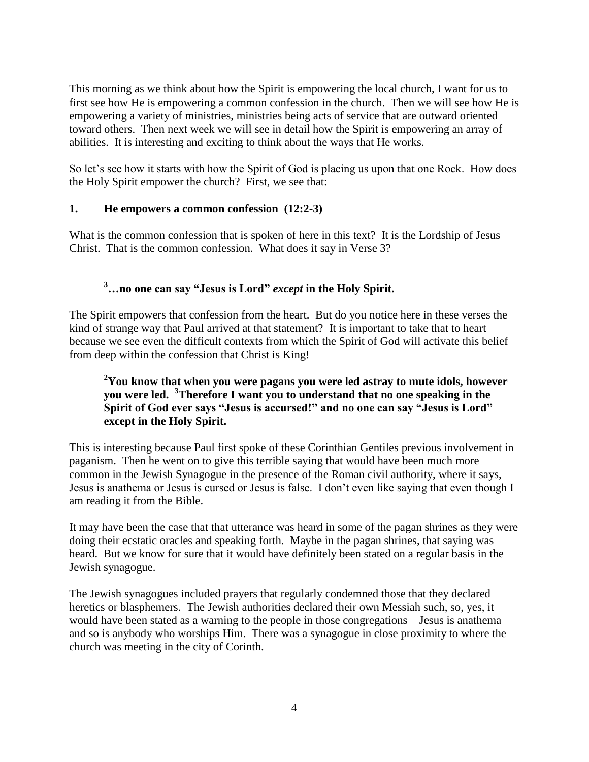This morning as we think about how the Spirit is empowering the local church, I want for us to first see how He is empowering a common confession in the church. Then we will see how He is empowering a variety of ministries, ministries being acts of service that are outward oriented toward others. Then next week we will see in detail how the Spirit is empowering an array of abilities. It is interesting and exciting to think about the ways that He works.

So let's see how it starts with how the Spirit of God is placing us upon that one Rock. How does the Holy Spirit empower the church? First, we see that:

**1. He empowers a common confession (12:2-3)**

What is the common confession that is spoken of here in this text? It is the Lordship of Jesus Christ. That is the common confession. What does it say in Verse 3?

> **[3]…no one can say "Jesus is Lord"** ***except*** **in the Holy Spirit.**

The Spirit empowers that confession from the heart. But do you notice here in these verses the kind of strange way that Paul arrived at that statement? It is important to take that to heart because we see even the difficult contexts from which the Spirit of God will activate this belief from deep within the confession that Christ is King!

> **[2]You know that when you were pagans you were led astray to mute idols, however you were led. [3]Therefore I want you to understand that no one speaking in the Spirit of God ever says "Jesus is accursed!" and no one can say "Jesus is Lord" except in the Holy Spirit.**

This is interesting because Paul first spoke of these Corinthian Gentiles previous involvement in paganism. Then he went on to give this terrible saying that would have been much more common in the Jewish Synagogue in the presence of the Roman civil authority, where it says, Jesus is anathema or Jesus is cursed or Jesus is false. I don't even like saying that even though I am reading it from the Bible.

It may have been the case that that utterance was heard in some of the pagan shrines as they were doing their ecstatic oracles and speaking forth. Maybe in the pagan shrines, that saying was heard. But we know for sure that it would have definitely been stated on a regular basis in the Jewish synagogue.

The Jewish synagogues included prayers that regularly condemned those that they declared heretics or blasphemers. The Jewish authorities declared their own Messiah such, so, yes, it would have been stated as a warning to the people in those congregations—Jesus is anathema and so is anybody who worships Him. There was a synagogue in close proximity to where the church was meeting in the city of Corinth.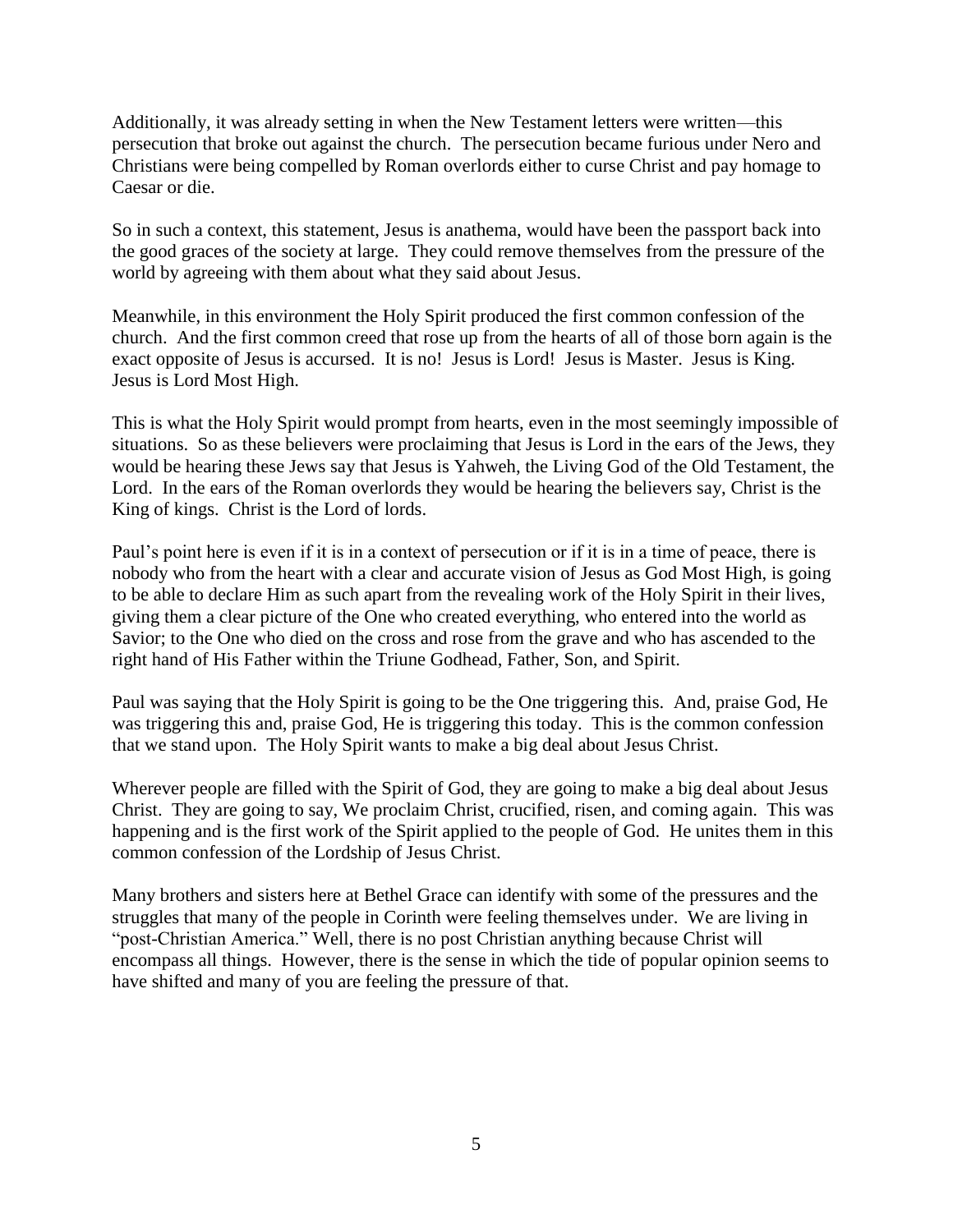Additionally, it was already setting in when the New Testament letters were written—this persecution that broke out against the church. The persecution became furious under Nero and Christians were being compelled by Roman overlords either to curse Christ and pay homage to Caesar or die.

So in such a context, this statement, Jesus is anathema, would have been the passport back into the good graces of the society at large. They could remove themselves from the pressure of the world by agreeing with them about what they said about Jesus.

Meanwhile, in this environment the Holy Spirit produced the first common confession of the church. And the first common creed that rose up from the hearts of all of those born again is the exact opposite of Jesus is accursed. It is no! Jesus is Lord! Jesus is Master. Jesus is King. Jesus is Lord Most High.

This is what the Holy Spirit would prompt from hearts, even in the most seemingly impossible of situations. So as these believers were proclaiming that Jesus is Lord in the ears of the Jews, they would be hearing these Jews say that Jesus is Yahweh, the Living God of the Old Testament, the Lord. In the ears of the Roman overlords they would be hearing the believers say, Christ is the King of kings. Christ is the Lord of lords.

Paul's point here is even if it is in a context of persecution or if it is in a time of peace, there is nobody who from the heart with a clear and accurate vision of Jesus as God Most High, is going to be able to declare Him as such apart from the revealing work of the Holy Spirit in their lives, giving them a clear picture of the One who created everything, who entered into the world as Savior; to the One who died on the cross and rose from the grave and who has ascended to the right hand of His Father within the Triune Godhead, Father, Son, and Spirit.

Paul was saying that the Holy Spirit is going to be the One triggering this. And, praise God, He was triggering this and, praise God, He is triggering this today. This is the common confession that we stand upon. The Holy Spirit wants to make a big deal about Jesus Christ.

Wherever people are filled with the Spirit of God, they are going to make a big deal about Jesus Christ. They are going to say, We proclaim Christ, crucified, risen, and coming again. This was happening and is the first work of the Spirit applied to the people of God. He unites them in this common confession of the Lordship of Jesus Christ.

Many brothers and sisters here at Bethel Grace can identify with some of the pressures and the struggles that many of the people in Corinth were feeling themselves under. We are living in "post-Christian America." Well, there is no post Christian anything because Christ will encompass all things. However, there is the sense in which the tide of popular opinion seems to have shifted and many of you are feeling the pressure of that.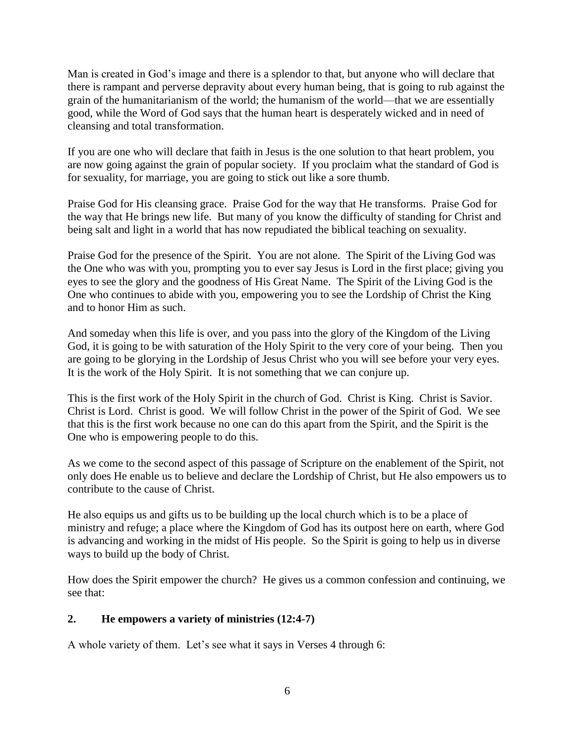Man is created in God's image and there is a splendor to that, but anyone who will declare that there is rampant and perverse depravity about every human being, that is going to rub against the grain of the humanitarianism of the world; the humanism of the world—that we are essentially good, while the Word of God says that the human heart is desperately wicked and in need of cleansing and total transformation.

If you are one who will declare that faith in Jesus is the one solution to that heart problem, you are now going against the grain of popular society. If you proclaim what the standard of God is for sexuality, for marriage, you are going to stick out like a sore thumb.

Praise God for His cleansing grace. Praise God for the way that He transforms. Praise God for the way that He brings new life. But many of you know the difficulty of standing for Christ and being salt and light in a world that has now repudiated the biblical teaching on sexuality.

Praise God for the presence of the Spirit. You are not alone. The Spirit of the Living God was the One who was with you, prompting you to ever say Jesus is Lord in the first place; giving you eyes to see the glory and the goodness of His Great Name. The Spirit of the Living God is the One who continues to abide with you, empowering you to see the Lordship of Christ the King and to honor Him as such.

And someday when this life is over, and you pass into the glory of the Kingdom of the Living God, it is going to be with saturation of the Holy Spirit to the very core of your being. Then you are going to be glorying in the Lordship of Jesus Christ who you will see before your very eyes. It is the work of the Holy Spirit. It is not something that we can conjure up.

This is the first work of the Holy Spirit in the church of God. Christ is King. Christ is Savior. Christ is Lord. Christ is good. We will follow Christ in the power of the Spirit of God. We see that this is the first work because no one can do this apart from the Spirit, and the Spirit is the One who is empowering people to do this.

As we come to the second aspect of this passage of Scripture on the enablement of the Spirit, not only does He enable us to believe and declare the Lordship of Christ, but He also empowers us to contribute to the cause of Christ.

He also equips us and gifts us to be building up the local church which is to be a place of ministry and refuge; a place where the Kingdom of God has its outpost here on earth, where God is advancing and working in the midst of His people. So the Spirit is going to help us in diverse ways to build up the body of Christ.

How does the Spirit empower the church? He gives us a common confession and continuing, we see that:

**2. He empowers a variety of ministries (12:4-7)**

A whole variety of them. Let's see what it says in Verses 4 through 6: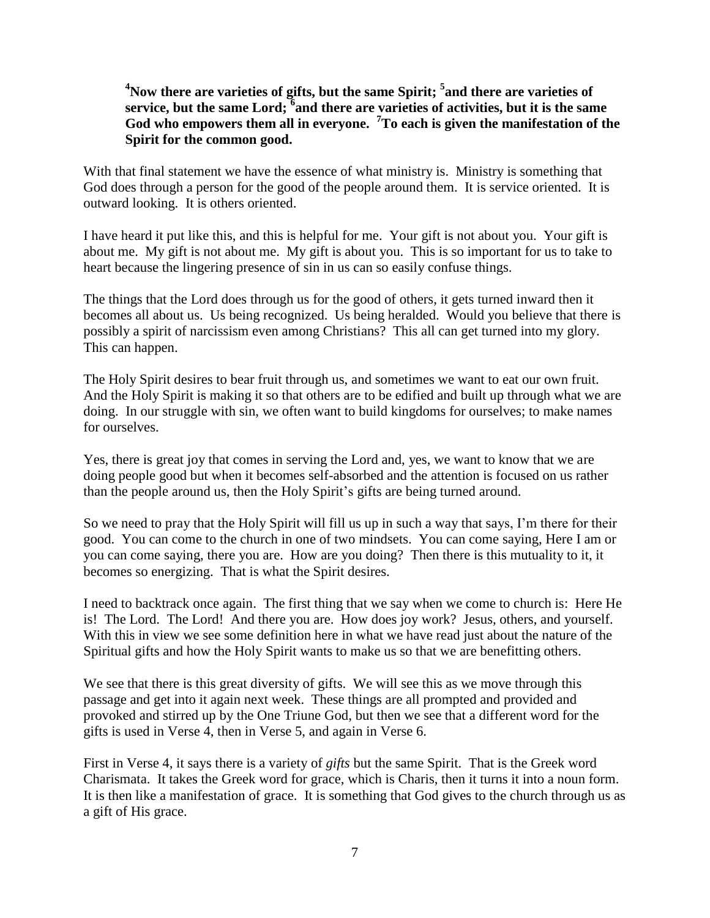**[4]Now there are varieties of gifts, but the same Spirit; [5]and there are varieties of service, but the same Lord; [6]and there are varieties of activities, but it is the same God who empowers them all in everyone. [7]To each is given the manifestation of the Spirit for the common good.**

With that final statement we have the essence of what ministry is. Ministry is something that God does through a person for the good of the people around them. It is service oriented. It is outward looking. It is others oriented.

I have heard it put like this, and this is helpful for me. Your gift is not about you. Your gift is about me. My gift is not about me. My gift is about you. This is so important for us to take to heart because the lingering presence of sin in us can so easily confuse things.

The things that the Lord does through us for the good of others, it gets turned inward then it becomes all about us. Us being recognized. Us being heralded. Would you believe that there is possibly a spirit of narcissism even among Christians? This all can get turned into my glory. This can happen.

The Holy Spirit desires to bear fruit through us, and sometimes we want to eat our own fruit. And the Holy Spirit is making it so that others are to be edified and built up through what we are doing. In our struggle with sin, we often want to build kingdoms for ourselves; to make names for ourselves.

Yes, there is great joy that comes in serving the Lord and, yes, we want to know that we are doing people good but when it becomes self-absorbed and the attention is focused on us rather than the people around us, then the Holy Spirit's gifts are being turned around.

So we need to pray that the Holy Spirit will fill us up in such a way that says, I'm there for their good. You can come to the church in one of two mindsets. You can come saying, Here I am or you can come saying, there you are. How are you doing? Then there is this mutuality to it, it becomes so energizing. That is what the Spirit desires.

I need to backtrack once again. The first thing that we say when we come to church is: Here He is! The Lord. The Lord! And there you are. How does joy work? Jesus, others, and yourself. With this in view we see some definition here in what we have read just about the nature of the Spiritual gifts and how the Holy Spirit wants to make us so that we are benefitting others.

We see that there is this great diversity of gifts. We will see this as we move through this passage and get into it again next week. These things are all prompted and provided and provoked and stirred up by the One Triune God, but then we see that a different word for the gifts is used in Verse 4, then in Verse 5, and again in Verse 6.

First in Verse 4, it says there is a variety of *gifts* but the same Spirit. That is the Greek word Charismata. It takes the Greek word for grace, which is Charis, then it turns it into a noun form. It is then like a manifestation of grace. It is something that God gives to the church through us as a gift of His grace.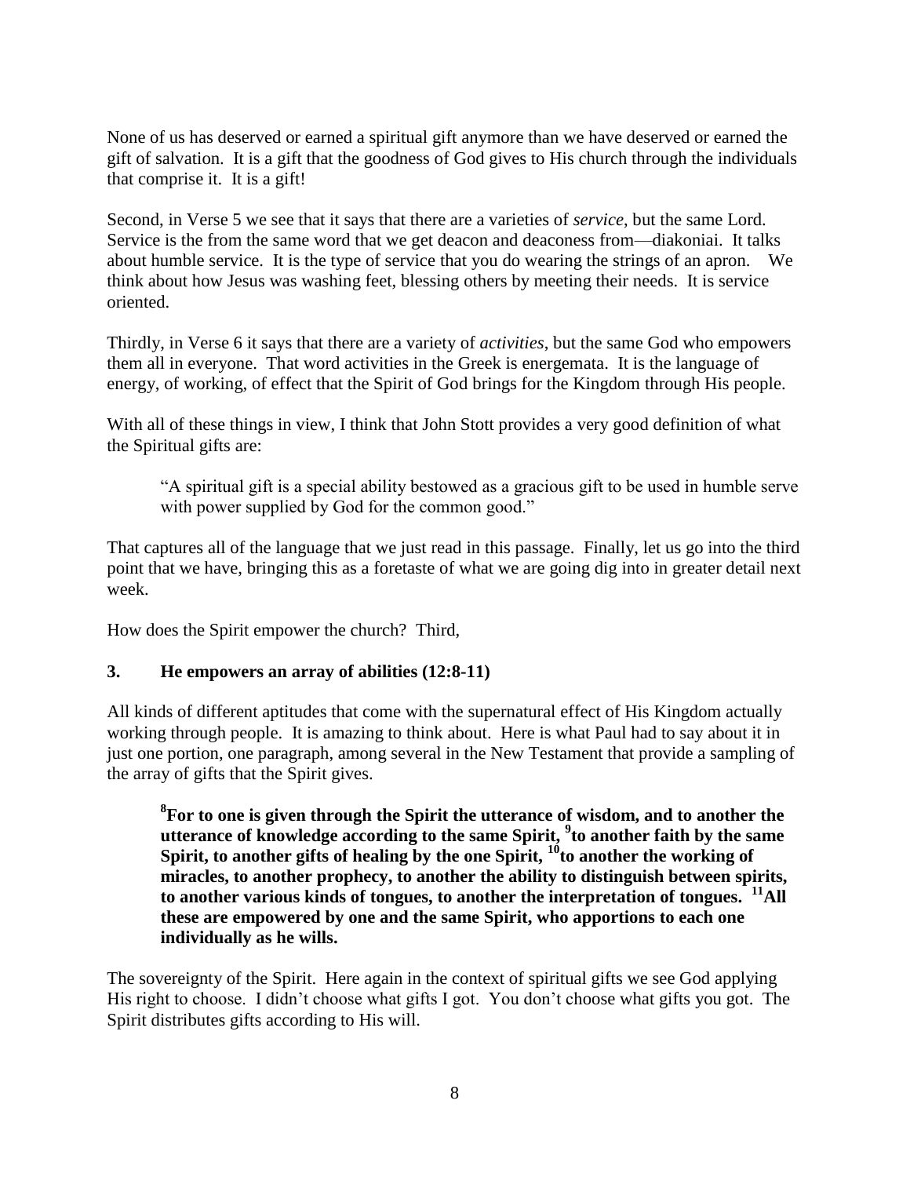None of us has deserved or earned a spiritual gift anymore than we have deserved or earned the gift of salvation. It is a gift that the goodness of God gives to His church through the individuals that comprise it. It is a gift!

Second, in Verse 5 we see that it says that there are a varieties of *service*, but the same Lord. Service is the from the same word that we get deacon and deaconess from—diakoniai. It talks about humble service. It is the type of service that you do wearing the strings of an apron. We think about how Jesus was washing feet, blessing others by meeting their needs. It is service oriented.

Thirdly, in Verse 6 it says that there are a variety of *activities*, but the same God who empowers them all in everyone. That word activities in the Greek is energemata. It is the language of energy, of working, of effect that the Spirit of God brings for the Kingdom through His people.

With all of these things in view, I think that John Stott provides a very good definition of what the Spiritual gifts are:

> "A spiritual gift is a special ability bestowed as a gracious gift to be used in humble serve with power supplied by God for the common good."

That captures all of the language that we just read in this passage. Finally, let us go into the third point that we have, bringing this as a foretaste of what we are going dig into in greater detail next week.

How does the Spirit empower the church? Third,

### 3. He empowers an array of abilities (12:8-11)

All kinds of different aptitudes that come with the supernatural effect of His Kingdom actually working through people. It is amazing to think about. Here is what Paul had to say about it in just one portion, one paragraph, among several in the New Testament that provide a sampling of the array of gifts that the Spirit gives.

> **[8]For to one is given through the Spirit the utterance of wisdom, and to another the utterance of knowledge according to the same Spirit, [9]to another faith by the same Spirit, to another gifts of healing by the one Spirit, [10]to another the working of miracles, to another prophecy, to another the ability to distinguish between spirits, to another various kinds of tongues, to another the interpretation of tongues. [11]All these are empowered by one and the same Spirit, who apportions to each one individually as he wills.**

The sovereignty of the Spirit. Here again in the context of spiritual gifts we see God applying His right to choose. I didn't choose what gifts I got. You don't choose what gifts you got. The Spirit distributes gifts according to His will.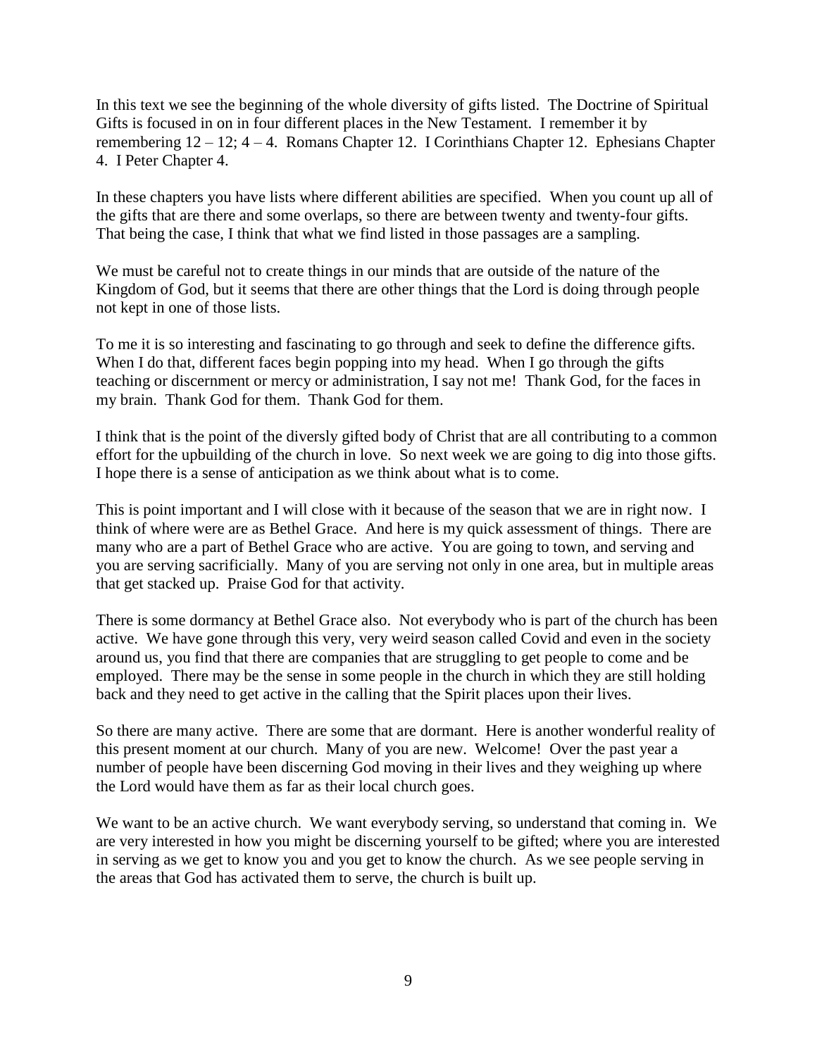In this text we see the beginning of the whole diversity of gifts listed. The Doctrine of Spiritual Gifts is focused in on in four different places in the New Testament. I remember it by remembering 12 – 12; 4 – 4. Romans Chapter 12. I Corinthians Chapter 12. Ephesians Chapter 4. I Peter Chapter 4.

In these chapters you have lists where different abilities are specified. When you count up all of the gifts that are there and some overlaps, so there are between twenty and twenty-four gifts. That being the case, I think that what we find listed in those passages are a sampling.

We must be careful not to create things in our minds that are outside of the nature of the Kingdom of God, but it seems that there are other things that the Lord is doing through people not kept in one of those lists.

To me it is so interesting and fascinating to go through and seek to define the difference gifts. When I do that, different faces begin popping into my head. When I go through the gifts teaching or discernment or mercy or administration, I say not me! Thank God, for the faces in my brain. Thank God for them. Thank God for them.

I think that is the point of the diversly gifted body of Christ that are all contributing to a common effort for the upbuilding of the church in love. So next week we are going to dig into those gifts. I hope there is a sense of anticipation as we think about what is to come.

This is point important and I will close with it because of the season that we are in right now. I think of where were are as Bethel Grace. And here is my quick assessment of things. There are many who are a part of Bethel Grace who are active. You are going to town, and serving and you are serving sacrificially. Many of you are serving not only in one area, but in multiple areas that get stacked up. Praise God for that activity.

There is some dormancy at Bethel Grace also. Not everybody who is part of the church has been active. We have gone through this very, very weird season called Covid and even in the society around us, you find that there are companies that are struggling to get people to come and be employed. There may be the sense in some people in the church in which they are still holding back and they need to get active in the calling that the Spirit places upon their lives.

So there are many active. There are some that are dormant. Here is another wonderful reality of this present moment at our church. Many of you are new. Welcome! Over the past year a number of people have been discerning God moving in their lives and they weighing up where the Lord would have them as far as their local church goes.

We want to be an active church. We want everybody serving, so understand that coming in. We are very interested in how you might be discerning yourself to be gifted; where you are interested in serving as we get to know you and you get to know the church. As we see people serving in the areas that God has activated them to serve, the church is built up.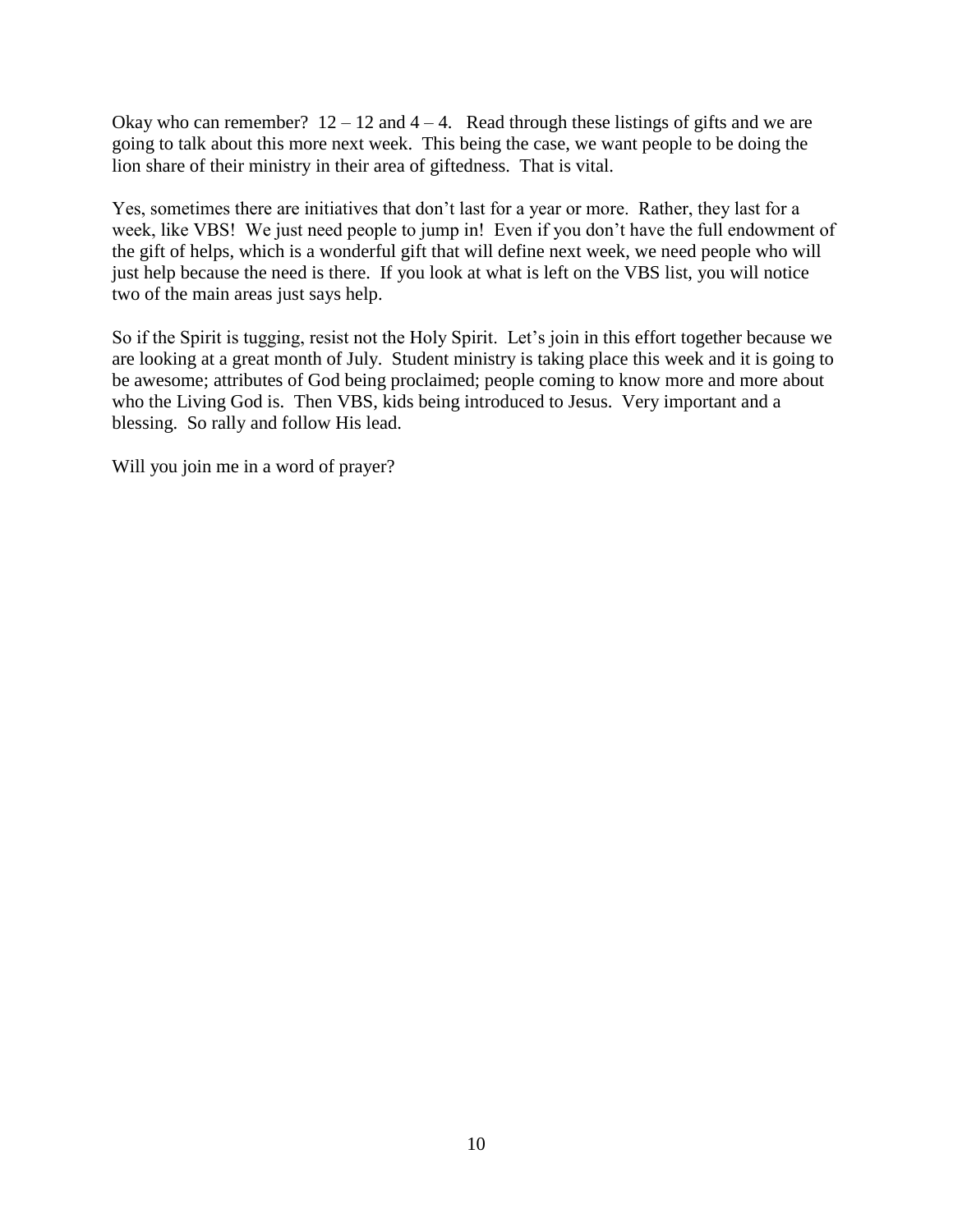Okay who can remember? 12 – 12 and 4 – 4. Read through these listings of gifts and we are going to talk about this more next week. This being the case, we want people to be doing the lion share of their ministry in their area of giftedness. That is vital.

Yes, sometimes there are initiatives that don't last for a year or more. Rather, they last for a week, like VBS! We just need people to jump in! Even if you don't have the full endowment of the gift of helps, which is a wonderful gift that will define next week, we need people who will just help because the need is there. If you look at what is left on the VBS list, you will notice two of the main areas just says help.

So if the Spirit is tugging, resist not the Holy Spirit. Let's join in this effort together because we are looking at a great month of July. Student ministry is taking place this week and it is going to be awesome; attributes of God being proclaimed; people coming to know more and more about who the Living God is. Then VBS, kids being introduced to Jesus. Very important and a blessing. So rally and follow His lead.

Will you join me in a word of prayer?